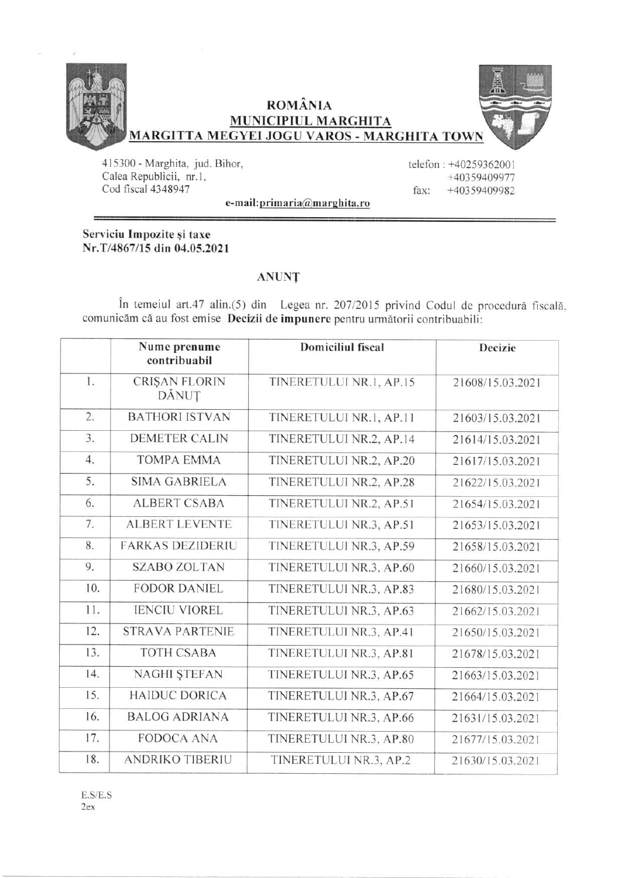# ROMÂNIA
## MUNICIPIUL MARGHITA
## MARGITTA MEGYEI JOGU VAROS - MARGHITA TOWN

415300 - Marghita, jud. Bihor,
Calea Republicii, nr.1,
Cod fiscal 4348947

telefon : +40259362001
+40359409977
fax: +40359409982

e-mail: primaria@marghita.ro

**Serviciu Impozite și taxe**
**Nr.T/4867/15 din 04.05.2021**

### ANUNȚ

În temeiul art.47 alin.(5) din Legea nr. 207/2015 privind Codul de procedură fiscală, comunicăm că au fost emise **Decizii de impunere** pentru următorii contribuabili:

| | Nume prenume contribuabil | Domiciliul fiscal | Decizie |
|---|---|---|---|
| 1. | CRIȘAN FLORIN DĂNUȚ | TINERETULUI NR.1, AP.15 | 21608/15.03.2021 |
| 2. | BATHORI ISTVAN | TINERETULUI NR.1, AP.11 | 21603/15.03.2021 |
| 3. | DEMETER CALIN | TINERETULUI NR.2, AP.14 | 21614/15.03.2021 |
| 4. | TOMPA EMMA | TINERETULUI NR.2, AP.20 | 21617/15.03.2021 |
| 5. | SIMA GABRIELA | TINERETULUI NR.2, AP.28 | 21622/15.03.2021 |
| 6. | ALBERT CSABA | TINERETULUI NR.2, AP.51 | 21654/15.03.2021 |
| 7. | ALBERT LEVENTE | TINERETULUI NR.3, AP.51 | 21653/15.03.2021 |
| 8. | FARKAS DEZIDERIU | TINERETULUI NR.3, AP.59 | 21658/15.03.2021 |
| 9. | SZABO ZOLTAN | TINERETULUI NR.3, AP.60 | 21660/15.03.2021 |
| 10. | FODOR DANIEL | TINERETULUI NR.3, AP.83 | 21680/15.03.2021 |
| 11. | IENCIU VIOREL | TINERETULUI NR.3, AP.63 | 21662/15.03.2021 |
| 12. | STRAVA PARTENIE | TINERETULUI NR.3, AP.41 | 21650/15.03.2021 |
| 13. | TOTH CSABA | TINERETULUI NR.3, AP.81 | 21678/15.03.2021 |
| 14. | NAGHI ȘTEFAN | TINERETULUI NR.3, AP.65 | 21663/15.03.2021 |
| 15. | HAIDUC DORICA | TINERETULUI NR.3, AP.67 | 21664/15.03.2021 |
| 16. | BALOG ADRIANA | TINERETULUI NR.3, AP.66 | 21631/15.03.2021 |
| 17. | FODOCA ANA | TINERETULUI NR.3, AP.80 | 21677/15.03.2021 |
| 18. | ANDRIKO TIBERIU | TINERETULUI NR.3, AP.2 | 21630/15.03.2021 |

E.S/E.S
2ex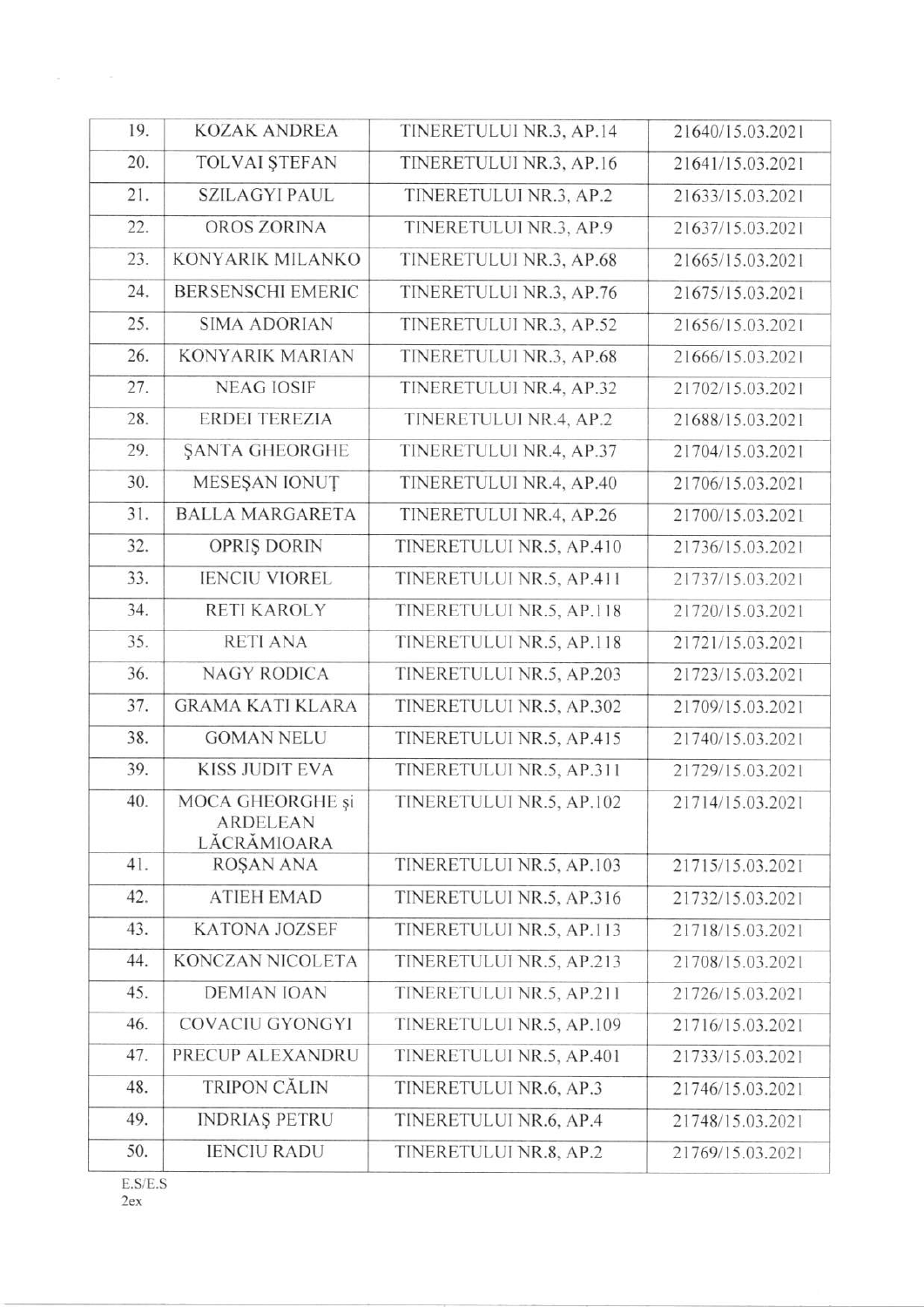| 19. | KOZAK ANDREA | TINERETULUI NR.3, AP.14 | 21640/15.03.2021 |
|---|---|---|---|
| 20. | TOLVAI ŞTEFAN | TINERETULUI NR.3, AP.16 | 21641/15.03.2021 |
| 21. | SZILAGYI PAUL | TINERETULUI NR.3, AP.2 | 21633/15.03.2021 |
| 22. | OROS ZORINA | TINERETULUI NR.3, AP.9 | 21637/15.03.2021 |
| 23. | KONYARIK MILANKO | TINERETULUI NR.3, AP.68 | 21665/15.03.2021 |
| 24. | BERSENSCHI EMERIC | TINERETULUI NR.3, AP.76 | 21675/15.03.2021 |
| 25. | SIMA ADORIAN | TINERETULUI NR.3, AP.52 | 21656/15.03.2021 |
| 26. | KONYARIK MARIAN | TINERETULUI NR.3, AP.68 | 21666/15.03.2021 |
| 27. | NEAG IOSIF | TINERETULUI NR.4, AP.32 | 21702/15.03.2021 |
| 28. | ERDEI TEREZIA | TINERETULUI NR.4, AP.2 | 21688/15.03.2021 |
| 29. | ŞANTA GHEORGHE | TINERETULUI NR.4, AP.37 | 21704/15.03.2021 |
| 30. | MESEŞAN IONUŢ | TINERETULUI NR.4, AP.40 | 21706/15.03.2021 |
| 31. | BALLA MARGARETA | TINERETULUI NR.4, AP.26 | 21700/15.03.2021 |
| 32. | OPRIŞ DORIN | TINERETULUI NR.5, AP.410 | 21736/15.03.2021 |
| 33. | IENCIU VIOREL | TINERETULUI NR.5, AP.411 | 21737/15.03.2021 |
| 34. | RETI KAROLY | TINERETULUI NR.5, AP.118 | 21720/15.03.2021 |
| 35. | RETI ANA | TINERETULUI NR.5, AP.118 | 21721/15.03.2021 |
| 36. | NAGY RODICA | TINERETULUI NR.5, AP.203 | 21723/15.03.2021 |
| 37. | GRAMA KATI KLARA | TINERETULUI NR.5, AP.302 | 21709/15.03.2021 |
| 38. | GOMAN NELU | TINERETULUI NR.5, AP.415 | 21740/15.03.2021 |
| 39. | KISS JUDIT EVA | TINERETULUI NR.5, AP.311 | 21729/15.03.2021 |
| 40. | MOCA GHEORGHE şi ARDELEAN LĂCRĂMIOARA | TINERETULUI NR.5, AP.102 | 21714/15.03.2021 |
| 41. | ROŞAN ANA | TINERETULUI NR.5, AP.103 | 21715/15.03.2021 |
| 42. | ATIEH EMAD | TINERETULUI NR.5, AP.316 | 21732/15.03.2021 |
| 43. | KATONA JOZSEF | TINERETULUI NR.5, AP.113 | 21718/15.03.2021 |
| 44. | KONCZAN NICOLETA | TINERETULUI NR.5, AP.213 | 21708/15.03.2021 |
| 45. | DEMIAN IOAN | TINERETULUI NR.5, AP.211 | 21726/15.03.2021 |
| 46. | COVACIU GYONGYI | TINERETULUI NR.5, AP.109 | 21716/15.03.2021 |
| 47. | PRECUP ALEXANDRU | TINERETULUI NR.5, AP.401 | 21733/15.03.2021 |
| 48. | TRIPON CĂLIN | TINERETULUI NR.6, AP.3 | 21746/15.03.2021 |
| 49. | INDRIAŞ PETRU | TINERETULUI NR.6, AP.4 | 21748/15.03.2021 |
| 50. | IENCIU RADU | TINERETULUI NR.8, AP.2 | 21769/15.03.2021 |

E.S/E.S
2ex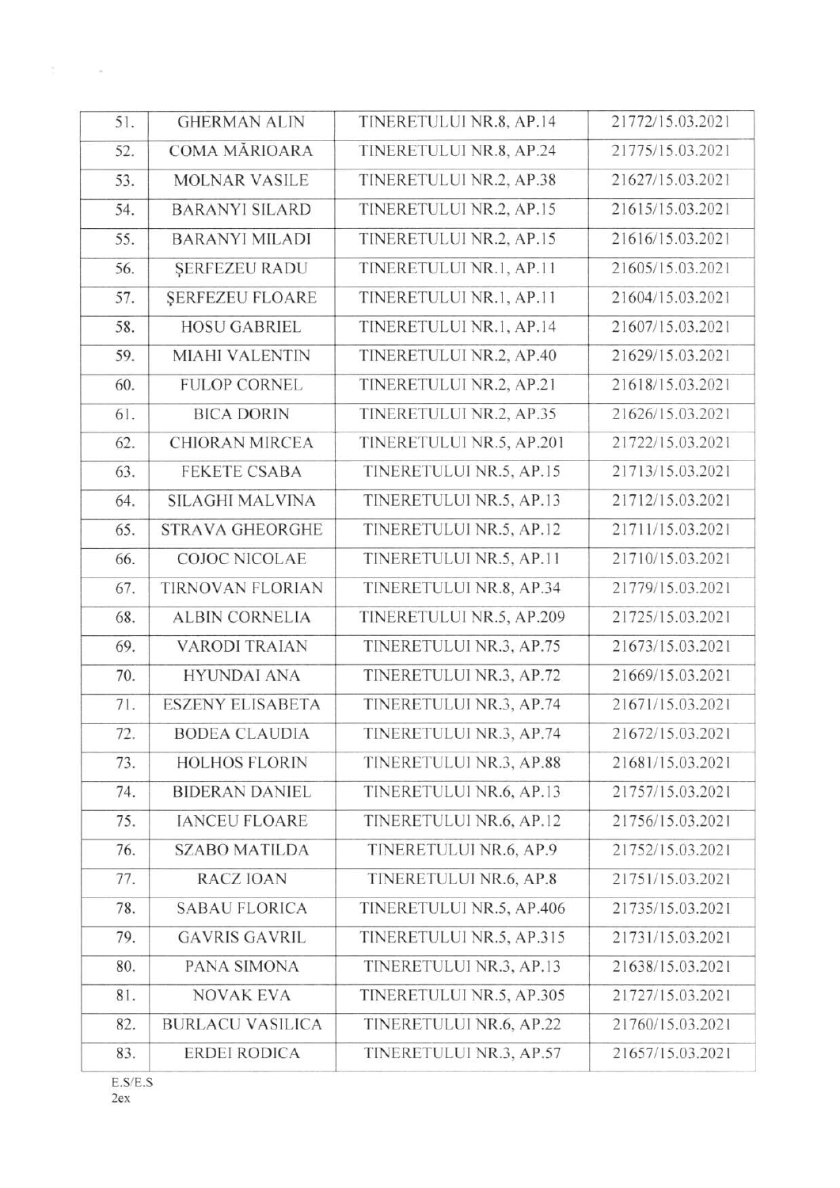| | | | |
|---|---|---|---|
| 51. | GHERMAN ALIN | TINERETULUI NR.8, AP.14 | 21772/15.03.2021 |
| 52. | COMA MĂRIOARA | TINERETULUI NR.8, AP.24 | 21775/15.03.2021 |
| 53. | MOLNAR VASILE | TINERETULUI NR.2, AP.38 | 21627/15.03.2021 |
| 54. | BARANYI SILARD | TINERETULUI NR.2, AP.15 | 21615/15.03.2021 |
| 55. | BARANYI MILADI | TINERETULUI NR.2, AP.15 | 21616/15.03.2021 |
| 56. | ŞERFEZEU RADU | TINERETULUI NR.1, AP.11 | 21605/15.03.2021 |
| 57. | ŞERFEZEU FLOARE | TINERETULUI NR.1, AP.11 | 21604/15.03.2021 |
| 58. | HOSU GABRIEL | TINERETULUI NR.1, AP.14 | 21607/15.03.2021 |
| 59. | MIAHI VALENTIN | TINERETULUI NR.2, AP.40 | 21629/15.03.2021 |
| 60. | FULOP CORNEL | TINERETULUI NR.2, AP.21 | 21618/15.03.2021 |
| 61. | BICA DORIN | TINERETULUI NR.2, AP.35 | 21626/15.03.2021 |
| 62. | CHIORAN MIRCEA | TINERETULUI NR.5, AP.201 | 21722/15.03.2021 |
| 63. | FEKETE CSABA | TINERETULUI NR.5, AP.15 | 21713/15.03.2021 |
| 64. | SILAGHI MALVINA | TINERETULUI NR.5, AP.13 | 21712/15.03.2021 |
| 65. | STRAVA GHEORGHE | TINERETULUI NR.5, AP.12 | 21711/15.03.2021 |
| 66. | COJOC NICOLAE | TINERETULUI NR.5, AP.11 | 21710/15.03.2021 |
| 67. | TIRNOVAN FLORIAN | TINERETULUI NR.8, AP.34 | 21779/15.03.2021 |
| 68. | ALBIN CORNELIA | TINERETULUI NR.5, AP.209 | 21725/15.03.2021 |
| 69. | VARODI TRAIAN | TINERETULUI NR.3, AP.75 | 21673/15.03.2021 |
| 70. | HYUNDAI ANA | TINERETULUI NR.3, AP.72 | 21669/15.03.2021 |
| 71. | ESZENY ELISABETA | TINERETULUI NR.3, AP.74 | 21671/15.03.2021 |
| 72. | BODEA CLAUDIA | TINERETULUI NR.3, AP.74 | 21672/15.03.2021 |
| 73. | HOLHOS FLORIN | TINERETULUI NR.3, AP.88 | 21681/15.03.2021 |
| 74. | BIDERAN DANIEL | TINERETULUI NR.6, AP.13 | 21757/15.03.2021 |
| 75. | IANCEU FLOARE | TINERETULUI NR.6, AP.12 | 21756/15.03.2021 |
| 76. | SZABO MATILDA | TINERETULUI NR.6, AP.9 | 21752/15.03.2021 |
| 77. | RACZ IOAN | TINERETULUI NR.6, AP.8 | 21751/15.03.2021 |
| 78. | SABAU FLORICA | TINERETULUI NR.5, AP.406 | 21735/15.03.2021 |
| 79. | GAVRIS GAVRIL | TINERETULUI NR.5, AP.315 | 21731/15.03.2021 |
| 80. | PANA SIMONA | TINERETULUI NR.3, AP.13 | 21638/15.03.2021 |
| 81. | NOVAK EVA | TINERETULUI NR.5, AP.305 | 21727/15.03.2021 |
| 82. | BURLACU VASILICA | TINERETULUI NR.6, AP.22 | 21760/15.03.2021 |
| 83. | ERDEI RODICA | TINERETULUI NR.3, AP.57 | 21657/15.03.2021 |

E.S/E.S
2ex